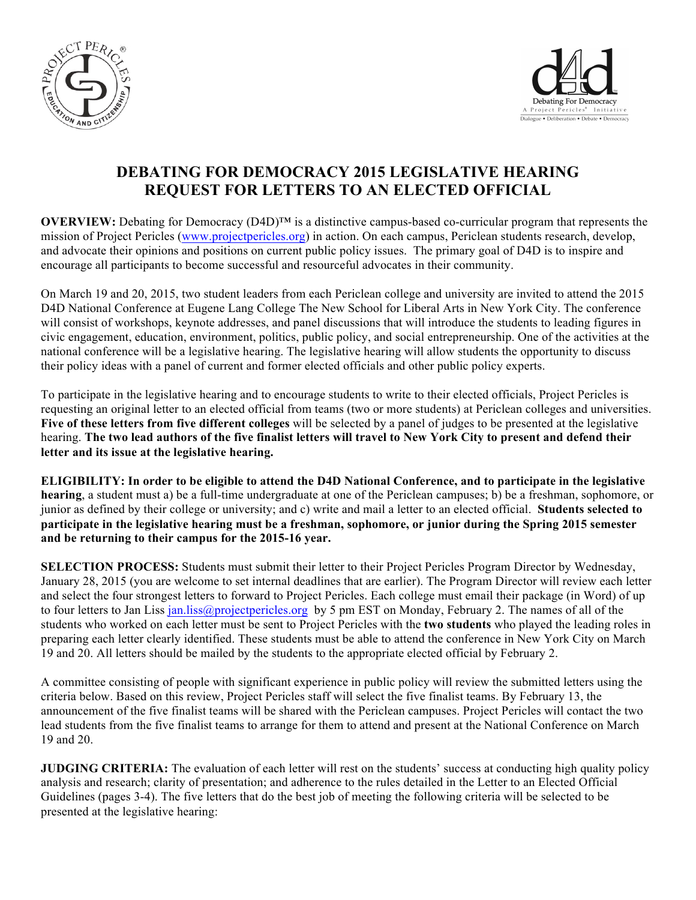# DEBATING FOR DEMOCRACY 2015 LEGISLATIVE HEARING REQUEST FOR LETTERS TO AN ELECTED OFFICIAL

**OVERVIEW:** Debating for Democracy (D4D)™ is a distinctive campus-based co-curricular program that represents the mission of Project Pericles (www.projectpericles.org) in action. On each campus, Periclean students research, develop, and advocate their opinions and positions on current public policy issues. The primary goal of D4D is to inspire and encourage all participants to become successful and resourceful advocates in their community.

On March 19 and 20, 2015, two student leaders from each Periclean college and university are invited to attend the 2015 D4D National Conference at Eugene Lang College The New School for Liberal Arts in New York City. The conference will consist of workshops, keynote addresses, and panel discussions that will introduce the students to leading figures in civic engagement, education, environment, politics, public policy, and social entrepreneurship. One of the activities at the national conference will be a legislative hearing. The legislative hearing will allow students the opportunity to discuss their policy ideas with a panel of current and former elected officials and other public policy experts.

To participate in the legislative hearing and to encourage students to write to their elected officials, Project Pericles is requesting an original letter to an elected official from teams (two or more students) at Periclean colleges and universities. **Five of these letters from five different colleges** will be selected by a panel of judges to be presented at the legislative hearing. **The two lead authors of the five finalist letters will travel to New York City to present and defend their letter and its issue at the legislative hearing.**

**ELIGIBILITY: In order to be eligible to attend the D4D National Conference, and to participate in the legislative hearing**, a student must a) be a full-time undergraduate at one of the Periclean campuses; b) be a freshman, sophomore, or junior as defined by their college or university; and c) write and mail a letter to an elected official. **Students selected to participate in the legislative hearing must be a freshman, sophomore, or junior during the Spring 2015 semester and be returning to their campus for the 2015-16 year.**

**SELECTION PROCESS:** Students must submit their letter to their Project Pericles Program Director by Wednesday, January 28, 2015 (you are welcome to set internal deadlines that are earlier). The Program Director will review each letter and select the four strongest letters to forward to Project Pericles. Each college must email their package (in Word) of up to four letters to Jan Liss jan.liss@projectpericles.org by 5 pm EST on Monday, February 2. The names of all of the students who worked on each letter must be sent to Project Pericles with the **two students** who played the leading roles in preparing each letter clearly identified. These students must be able to attend the conference in New York City on March 19 and 20. All letters should be mailed by the students to the appropriate elected official by February 2.

A committee consisting of people with significant experience in public policy will review the submitted letters using the criteria below. Based on this review, Project Pericles staff will select the five finalist teams. By February 13, the announcement of the five finalist teams will be shared with the Periclean campuses. Project Pericles will contact the two lead students from the five finalist teams to arrange for them to attend and present at the National Conference on March 19 and 20.

**JUDGING CRITERIA:** The evaluation of each letter will rest on the students' success at conducting high quality policy analysis and research; clarity of presentation; and adherence to the rules detailed in the Letter to an Elected Official Guidelines (pages 3-4). The five letters that do the best job of meeting the following criteria will be selected to be presented at the legislative hearing: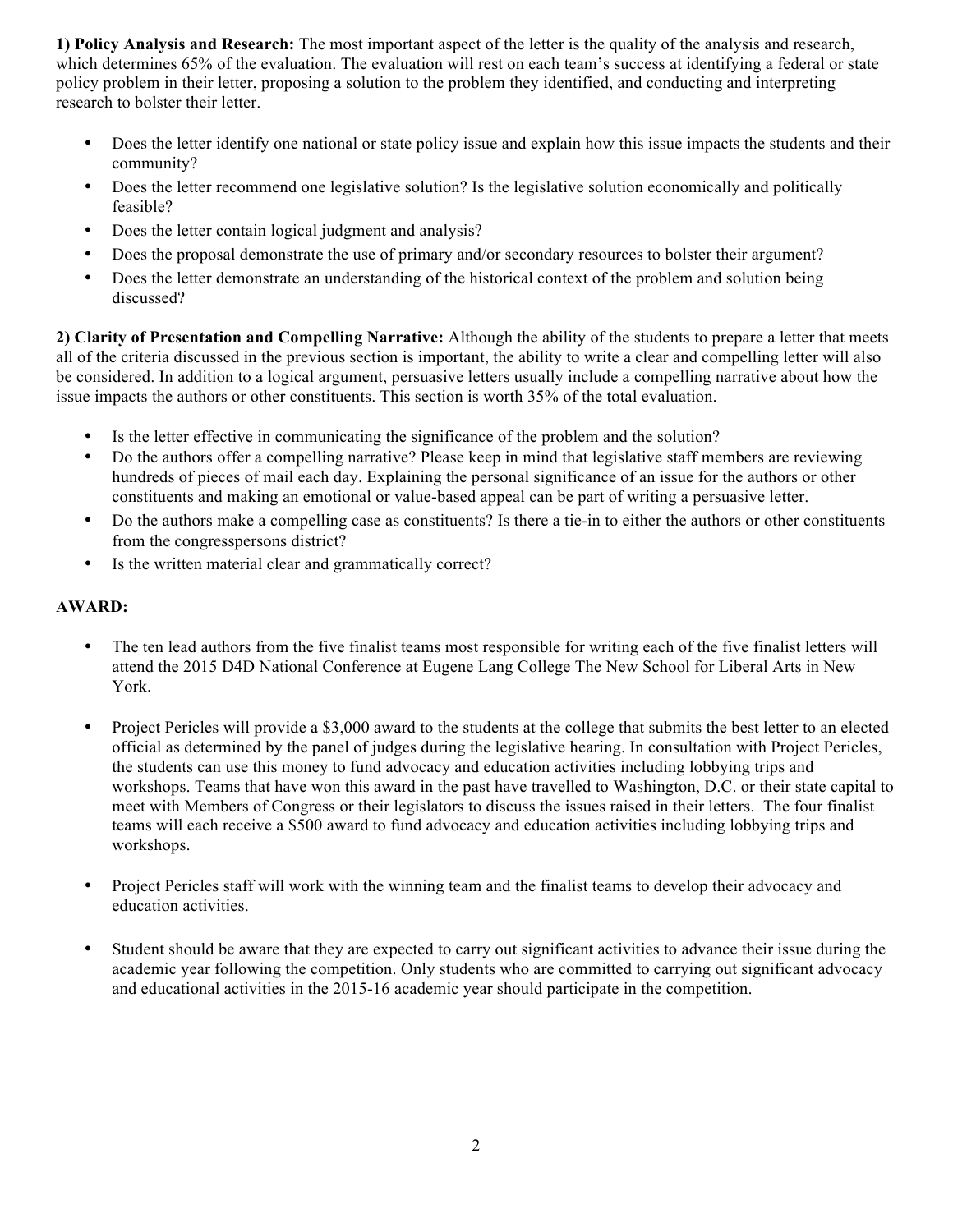**1) Policy Analysis and Research:** The most important aspect of the letter is the quality of the analysis and research, which determines 65% of the evaluation. The evaluation will rest on each team's success at identifying a federal or state policy problem in their letter, proposing a solution to the problem they identified, and conducting and interpreting research to bolster their letter.

- Does the letter identify one national or state policy issue and explain how this issue impacts the students and their community?
- Does the letter recommend one legislative solution? Is the legislative solution economically and politically feasible?
- Does the letter contain logical judgment and analysis?
- Does the proposal demonstrate the use of primary and/or secondary resources to bolster their argument?
- Does the letter demonstrate an understanding of the historical context of the problem and solution being discussed?

**2) Clarity of Presentation and Compelling Narrative:** Although the ability of the students to prepare a letter that meets all of the criteria discussed in the previous section is important, the ability to write a clear and compelling letter will also be considered. In addition to a logical argument, persuasive letters usually include a compelling narrative about how the issue impacts the authors or other constituents. This section is worth 35% of the total evaluation.

- Is the letter effective in communicating the significance of the problem and the solution?
- Do the authors offer a compelling narrative? Please keep in mind that legislative staff members are reviewing hundreds of pieces of mail each day. Explaining the personal significance of an issue for the authors or other constituents and making an emotional or value-based appeal can be part of writing a persuasive letter.
- Do the authors make a compelling case as constituents? Is there a tie-in to either the authors or other constituents from the congresspersons district?
- Is the written material clear and grammatically correct?

**AWARD:**

- The ten lead authors from the five finalist teams most responsible for writing each of the five finalist letters will attend the 2015 D4D National Conference at Eugene Lang College The New School for Liberal Arts in New York.

- Project Pericles will provide a $3,000 award to the students at the college that submits the best letter to an elected official as determined by the panel of judges during the legislative hearing. In consultation with Project Pericles, the students can use this money to fund advocacy and education activities including lobbying trips and workshops. Teams that have won this award in the past have travelled to Washington, D.C. or their state capital to meet with Members of Congress or their legislators to discuss the issues raised in their letters. The four finalist teams will each receive a $500 award to fund advocacy and education activities including lobbying trips and workshops.

- Project Pericles staff will work with the winning team and the finalist teams to develop their advocacy and education activities.

- Student should be aware that they are expected to carry out significant activities to advance their issue during the academic year following the competition. Only students who are committed to carrying out significant advocacy and educational activities in the 2015-16 academic year should participate in the competition.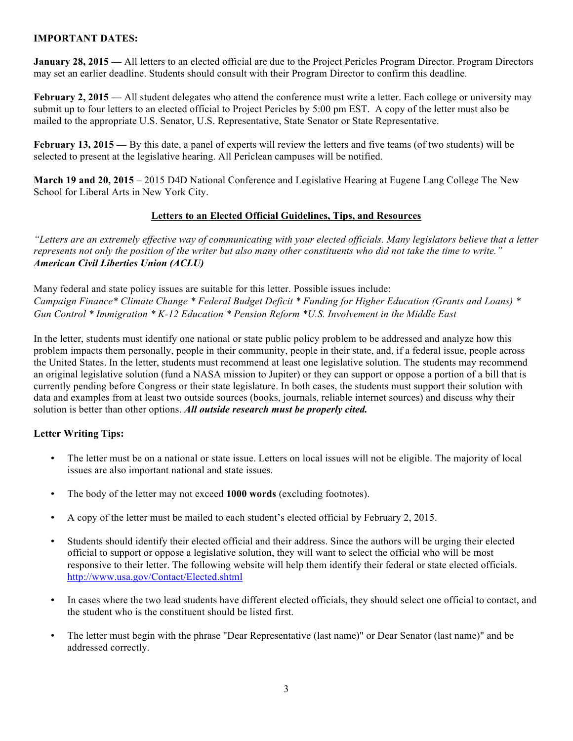**IMPORTANT DATES:**

**January 28, 2015 —** All letters to an elected official are due to the Project Pericles Program Director. Program Directors may set an earlier deadline. Students should consult with their Program Director to confirm this deadline.

**February 2, 2015 —** All student delegates who attend the conference must write a letter. Each college or university may submit up to four letters to an elected official to Project Pericles by 5:00 pm EST. A copy of the letter must also be mailed to the appropriate U.S. Senator, U.S. Representative, State Senator or State Representative.

**February 13, 2015 —** By this date, a panel of experts will review the letters and five teams (of two students) will be selected to present at the legislative hearing. All Periclean campuses will be notified.

**March 19 and 20, 2015** – 2015 D4D National Conference and Legislative Hearing at Eugene Lang College The New School for Liberal Arts in New York City.

## Letters to an Elected Official Guidelines, Tips, and Resources

*"Letters are an extremely effective way of communicating with your elected officials. Many legislators believe that a letter represents not only the position of the writer but also many other constituents who did not take the time to write."*
***American Civil Liberties Union (ACLU)***

Many federal and state policy issues are suitable for this letter. Possible issues include:
*Campaign Finance* Climate Change * Federal Budget Deficit * Funding for Higher Education (Grants and Loans) * Gun Control * Immigration * K-12 Education * Pension Reform *U.S. Involvement in the Middle East*

In the letter, students must identify one national or state public policy problem to be addressed and analyze how this problem impacts them personally, people in their community, people in their state, and, if a federal issue, people across the United States. In the letter, students must recommend at least one legislative solution. The students may recommend an original legislative solution (fund a NASA mission to Jupiter) or they can support or oppose a portion of a bill that is currently pending before Congress or their state legislature. In both cases, the students must support their solution with data and examples from at least two outside sources (books, journals, reliable internet sources) and discuss why their solution is better than other options. ***All outside research must be properly cited.***

**Letter Writing Tips:**

- The letter must be on a national or state issue. Letters on local issues will not be eligible. The majority of local issues are also important national and state issues.
- The body of the letter may not exceed **1000 words** (excluding footnotes).
- A copy of the letter must be mailed to each student's elected official by February 2, 2015.
- Students should identify their elected official and their address. Since the authors will be urging their elected official to support or oppose a legislative solution, they will want to select the official who will be most responsive to their letter. The following website will help them identify their federal or state elected officials. http://www.usa.gov/Contact/Elected.shtml
- In cases where the two lead students have different elected officials, they should select one official to contact, and the student who is the constituent should be listed first.
- The letter must begin with the phrase "Dear Representative (last name)" or Dear Senator (last name)" and be addressed correctly.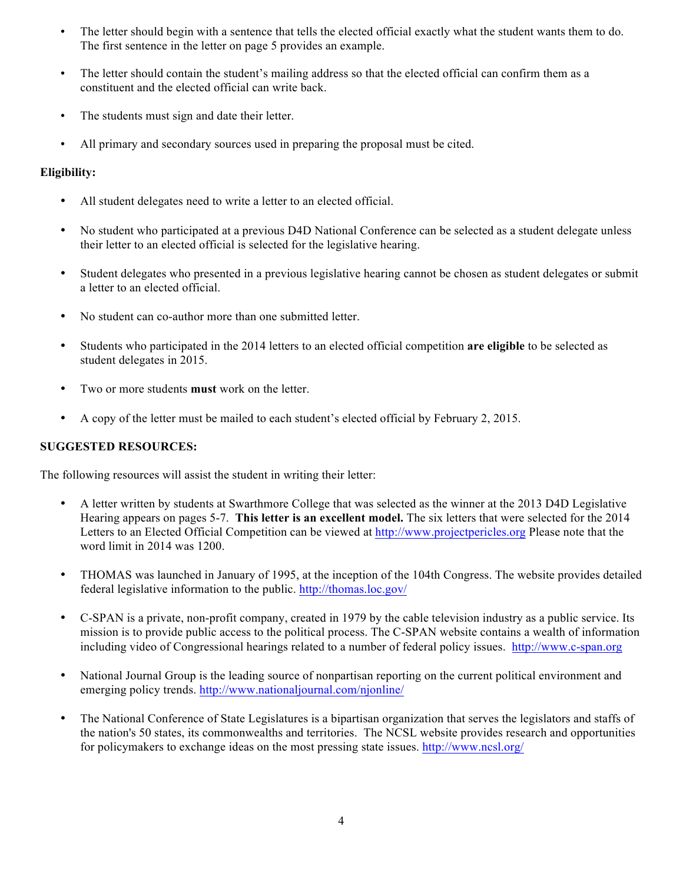- The letter should begin with a sentence that tells the elected official exactly what the student wants them to do. The first sentence in the letter on page 5 provides an example.
- The letter should contain the student's mailing address so that the elected official can confirm them as a constituent and the elected official can write back.
- The students must sign and date their letter.
- All primary and secondary sources used in preparing the proposal must be cited.

**Eligibility:**

- All student delegates need to write a letter to an elected official.
- No student who participated at a previous D4D National Conference can be selected as a student delegate unless their letter to an elected official is selected for the legislative hearing.
- Student delegates who presented in a previous legislative hearing cannot be chosen as student delegates or submit a letter to an elected official.
- No student can co-author more than one submitted letter.
- Students who participated in the 2014 letters to an elected official competition **are eligible** to be selected as student delegates in 2015.
- Two or more students **must** work on the letter.
- A copy of the letter must be mailed to each student's elected official by February 2, 2015.

**SUGGESTED RESOURCES:**

The following resources will assist the student in writing their letter:

- A letter written by students at Swarthmore College that was selected as the winner at the 2013 D4D Legislative Hearing appears on pages 5-7. **This letter is an excellent model.** The six letters that were selected for the 2014 Letters to an Elected Official Competition can be viewed at http://www.projectpericles.org Please note that the word limit in 2014 was 1200.
- THOMAS was launched in January of 1995, at the inception of the 104th Congress. The website provides detailed federal legislative information to the public. http://thomas.loc.gov/
- C-SPAN is a private, non-profit company, created in 1979 by the cable television industry as a public service. Its mission is to provide public access to the political process. The C-SPAN website contains a wealth of information including video of Congressional hearings related to a number of federal policy issues. http://www.c-span.org
- National Journal Group is the leading source of nonpartisan reporting on the current political environment and emerging policy trends. http://www.nationaljournal.com/njonline/
- The National Conference of State Legislatures is a bipartisan organization that serves the legislators and staffs of the nation's 50 states, its commonwealths and territories. The NCSL website provides research and opportunities for policymakers to exchange ideas on the most pressing state issues. http://www.ncsl.org/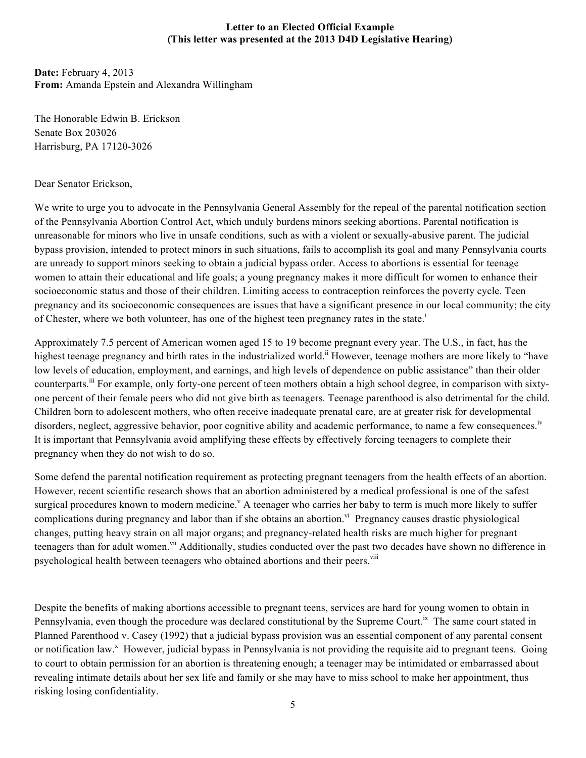**Letter to an Elected Official Example**
**(This letter was presented at the 2013 D4D Legislative Hearing)**

**Date:** February 4, 2013
**From:** Amanda Epstein and Alexandra Willingham

The Honorable Edwin B. Erickson
Senate Box 203026
Harrisburg, PA 17120-3026

Dear Senator Erickson,

We write to urge you to advocate in the Pennsylvania General Assembly for the repeal of the parental notification section of the Pennsylvania Abortion Control Act, which unduly burdens minors seeking abortions. Parental notification is unreasonable for minors who live in unsafe conditions, such as with a violent or sexually-abusive parent. The judicial bypass provision, intended to protect minors in such situations, fails to accomplish its goal and many Pennsylvania courts are unready to support minors seeking to obtain a judicial bypass order. Access to abortions is essential for teenage women to attain their educational and life goals; a young pregnancy makes it more difficult for women to enhance their socioeconomic status and those of their children. Limiting access to contraception reinforces the poverty cycle. Teen pregnancy and its socioeconomic consequences are issues that have a significant presence in our local community; the city of Chester, where we both volunteer, has one of the highest teen pregnancy rates in the state.[i]

Approximately 7.5 percent of American women aged 15 to 19 become pregnant every year. The U.S., in fact, has the highest teenage pregnancy and birth rates in the industrialized world.[ii] However, teenage mothers are more likely to "have low levels of education, employment, and earnings, and high levels of dependence on public assistance" than their older counterparts.[iii] For example, only forty-one percent of teen mothers obtain a high school degree, in comparison with sixty-one percent of their female peers who did not give birth as teenagers. Teenage parenthood is also detrimental for the child. Children born to adolescent mothers, who often receive inadequate prenatal care, are at greater risk for developmental disorders, neglect, aggressive behavior, poor cognitive ability and academic performance, to name a few consequences.[iv] It is important that Pennsylvania avoid amplifying these effects by effectively forcing teenagers to complete their pregnancy when they do not wish to do so.

Some defend the parental notification requirement as protecting pregnant teenagers from the health effects of an abortion. However, recent scientific research shows that an abortion administered by a medical professional is one of the safest surgical procedures known to modern medicine.[v] A teenager who carries her baby to term is much more likely to suffer complications during pregnancy and labor than if she obtains an abortion.[vi] Pregnancy causes drastic physiological changes, putting heavy strain on all major organs; and pregnancy-related health risks are much higher for pregnant teenagers than for adult women.[vii] Additionally, studies conducted over the past two decades have shown no difference in psychological health between teenagers who obtained abortions and their peers.[viii]

Despite the benefits of making abortions accessible to pregnant teens, services are hard for young women to obtain in Pennsylvania, even though the procedure was declared constitutional by the Supreme Court.[ix] The same court stated in Planned Parenthood v. Casey (1992) that a judicial bypass provision was an essential component of any parental consent or notification law.[x] However, judicial bypass in Pennsylvania is not providing the requisite aid to pregnant teens. Going to court to obtain permission for an abortion is threatening enough; a teenager may be intimidated or embarrassed about revealing intimate details about her sex life and family or she may have to miss school to make her appointment, thus risking losing confidentiality.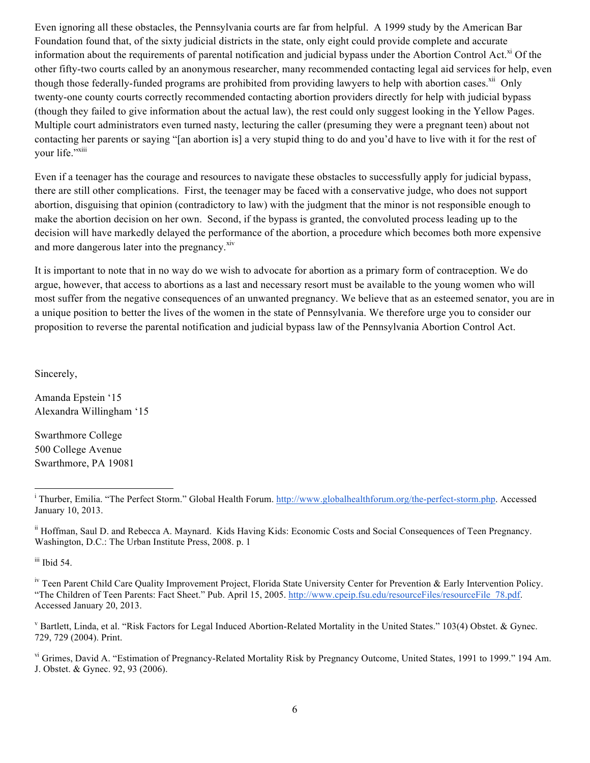Even ignoring all these obstacles, the Pennsylvania courts are far from helpful. A 1999 study by the American Bar Foundation found that, of the sixty judicial districts in the state, only eight could provide complete and accurate information about the requirements of parental notification and judicial bypass under the Abortion Control Act.[xi] Of the other fifty-two courts called by an anonymous researcher, many recommended contacting legal aid services for help, even though those federally-funded programs are prohibited from providing lawyers to help with abortion cases.[xii] Only twenty-one county courts correctly recommended contacting abortion providers directly for help with judicial bypass (though they failed to give information about the actual law), the rest could only suggest looking in the Yellow Pages. Multiple court administrators even turned nasty, lecturing the caller (presuming they were a pregnant teen) about not contacting her parents or saying "[an abortion is] a very stupid thing to do and you'd have to live with it for the rest of your life."[xiii]

Even if a teenager has the courage and resources to navigate these obstacles to successfully apply for judicial bypass, there are still other complications. First, the teenager may be faced with a conservative judge, who does not support abortion, disguising that opinion (contradictory to law) with the judgment that the minor is not responsible enough to make the abortion decision on her own. Second, if the bypass is granted, the convoluted process leading up to the decision will have markedly delayed the performance of the abortion, a procedure which becomes both more expensive and more dangerous later into the pregnancy.[xiv]

It is important to note that in no way do we wish to advocate for abortion as a primary form of contraception. We do argue, however, that access to abortions as a last and necessary resort must be available to the young women who will most suffer from the negative consequences of an unwanted pregnancy. We believe that as an esteemed senator, you are in a unique position to better the lives of the women in the state of Pennsylvania. We therefore urge you to consider our proposition to reverse the parental notification and judicial bypass law of the Pennsylvania Abortion Control Act.

Sincerely,

Amanda Epstein '15
Alexandra Willingham '15

Swarthmore College
500 College Avenue
Swarthmore, PA 19081

---

[i] Thurber, Emilia. "The Perfect Storm." Global Health Forum. http://www.globalhealthforum.org/the-perfect-storm.php. Accessed January 10, 2013.

[ii] Hoffman, Saul D. and Rebecca A. Maynard. Kids Having Kids: Economic Costs and Social Consequences of Teen Pregnancy. Washington, D.C.: The Urban Institute Press, 2008. p. 1

[iii] Ibid 54.

[iv] Teen Parent Child Care Quality Improvement Project, Florida State University Center for Prevention & Early Intervention Policy. "The Children of Teen Parents: Fact Sheet." Pub. April 15, 2005. http://www.cpeip.fsu.edu/resourceFiles/resourceFile_78.pdf. Accessed January 20, 2013.

[v] Bartlett, Linda, et al. "Risk Factors for Legal Induced Abortion-Related Mortality in the United States." 103(4) Obstet. & Gynec. 729, 729 (2004). Print.

[vi] Grimes, David A. "Estimation of Pregnancy-Related Mortality Risk by Pregnancy Outcome, United States, 1991 to 1999." 194 Am. J. Obstet. & Gynec. 92, 93 (2006).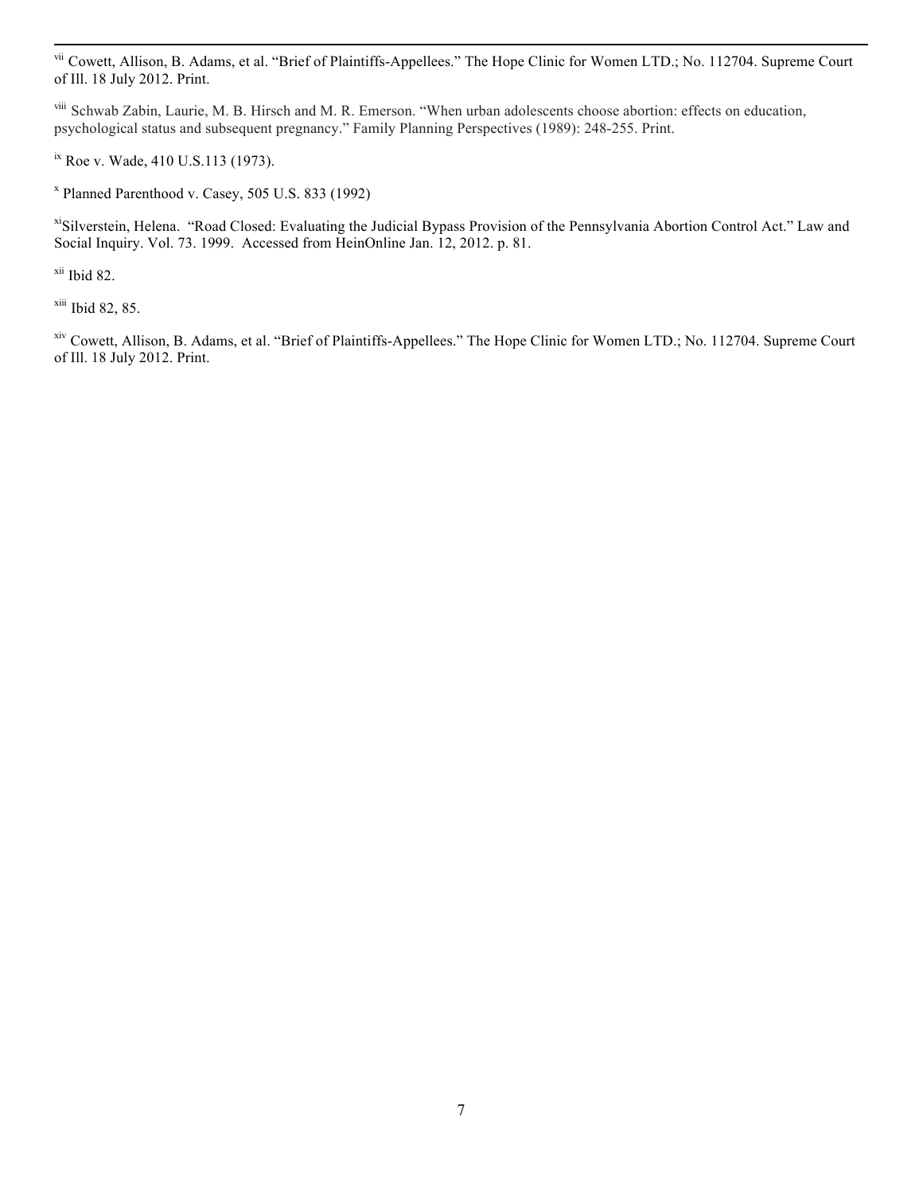[vii] Cowett, Allison, B. Adams, et al. "Brief of Plaintiffs-Appellees." The Hope Clinic for Women LTD.; No. 112704. Supreme Court of Ill. 18 July 2012. Print.

[viii] Schwab Zabin, Laurie, M. B. Hirsch and M. R. Emerson. "When urban adolescents choose abortion: effects on education, psychological status and subsequent pregnancy." Family Planning Perspectives (1989): 248-255. Print.

[ix] Roe v. Wade, 410 U.S.113 (1973).

[x] Planned Parenthood v. Casey, 505 U.S. 833 (1992)

[xi] Silverstein, Helena. "Road Closed: Evaluating the Judicial Bypass Provision of the Pennsylvania Abortion Control Act." Law and Social Inquiry. Vol. 73. 1999. Accessed from HeinOnline Jan. 12, 2012. p. 81.

[xii] Ibid 82.

[xiii] Ibid 82, 85.

[xiv] Cowett, Allison, B. Adams, et al. "Brief of Plaintiffs-Appellees." The Hope Clinic for Women LTD.; No. 112704. Supreme Court of Ill. 18 July 2012. Print.